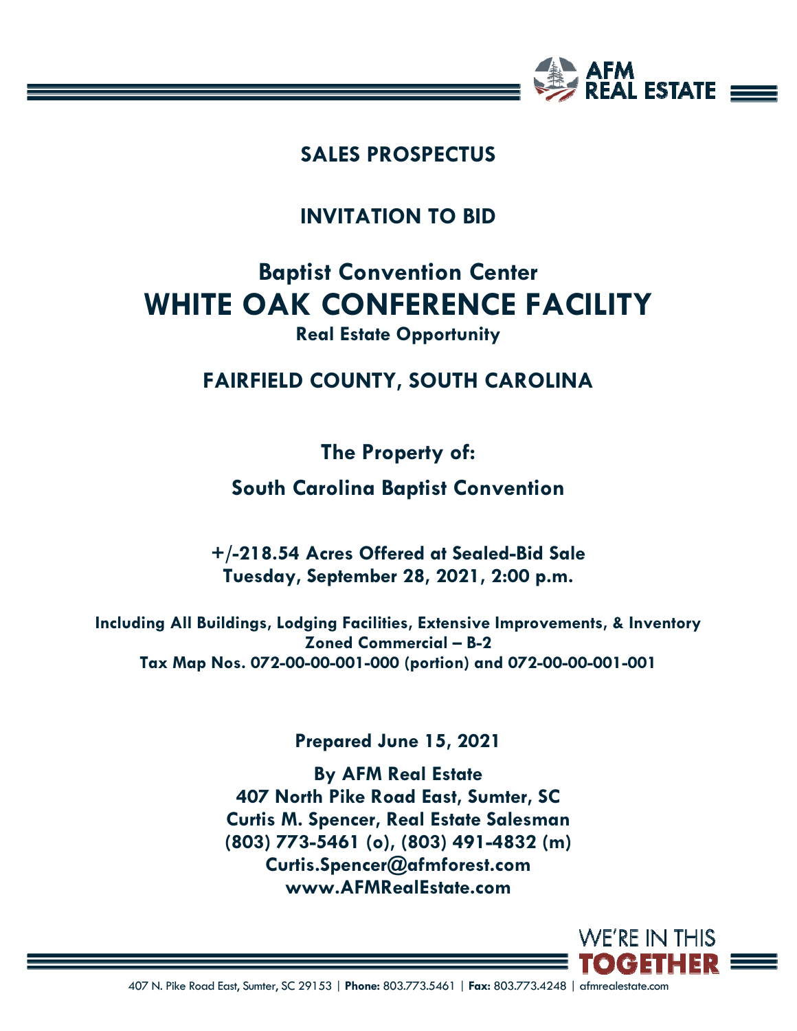# SALES PROSPECTUS

## INVITATION TO BID

## Baptist Convention Center
# WHITE OAK CONFERENCE FACILITY
**Real Estate Opportunity**

## FAIRFIELD COUNTY, SOUTH CAROLINA

**The Property of:**

**South Carolina Baptist Convention**

**+/-218.54 Acres Offered at Sealed-Bid Sale**
**Tuesday, September 28, 2021, 2:00 p.m.**

**Including All Buildings, Lodging Facilities, Extensive Improvements, & Inventory**
**Zoned Commercial – B-2**
**Tax Map Nos. 072-00-00-001-000 (portion) and 072-00-00-001-001**

**Prepared June 15, 2021**

**By AFM Real Estate**
**407 North Pike Road East, Sumter, SC**
**Curtis M. Spencer, Real Estate Salesman**
**(803) 773-5461 (o), (803) 491-4832 (m)**
**Curtis.Spencer@afmforest.com**
**www.AFMRealEstate.com**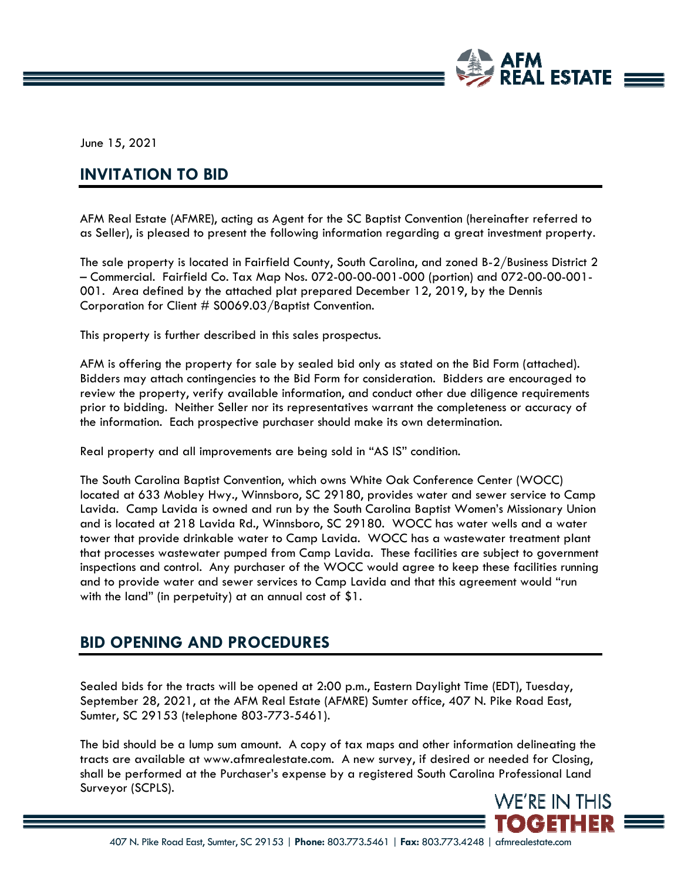June 15, 2021

## INVITATION TO BID

AFM Real Estate (AFMRE), acting as Agent for the SC Baptist Convention (hereinafter referred to as Seller), is pleased to present the following information regarding a great investment property.

The sale property is located in Fairfield County, South Carolina, and zoned B-2/Business District 2 – Commercial. Fairfield Co. Tax Map Nos. 072-00-00-001-000 (portion) and 072-00-00-001-001. Area defined by the attached plat prepared December 12, 2019, by the Dennis Corporation for Client # S0069.03/Baptist Convention.

This property is further described in this sales prospectus.

AFM is offering the property for sale by sealed bid only as stated on the Bid Form (attached). Bidders may attach contingencies to the Bid Form for consideration. Bidders are encouraged to review the property, verify available information, and conduct other due diligence requirements prior to bidding. Neither Seller nor its representatives warrant the completeness or accuracy of the information. Each prospective purchaser should make its own determination.

Real property and all improvements are being sold in "AS IS" condition.

The South Carolina Baptist Convention, which owns White Oak Conference Center (WOCC) located at 633 Mobley Hwy., Winnsboro, SC 29180, provides water and sewer service to Camp Lavida. Camp Lavida is owned and run by the South Carolina Baptist Women's Missionary Union and is located at 218 Lavida Rd., Winnsboro, SC 29180. WOCC has water wells and a water tower that provide drinkable water to Camp Lavida. WOCC has a wastewater treatment plant that processes wastewater pumped from Camp Lavida. These facilities are subject to government inspections and control. Any purchaser of the WOCC would agree to keep these facilities running and to provide water and sewer services to Camp Lavida and that this agreement would "run with the land" (in perpetuity) at an annual cost of $1.

## BID OPENING AND PROCEDURES

Sealed bids for the tracts will be opened at 2:00 p.m., Eastern Daylight Time (EDT), Tuesday, September 28, 2021, at the AFM Real Estate (AFMRE) Sumter office, 407 N. Pike Road East, Sumter, SC 29153 (telephone 803-773-5461).

The bid should be a lump sum amount. A copy of tax maps and other information delineating the tracts are available at www.afmrealestate.com. A new survey, if desired or needed for Closing, shall be performed at the Purchaser's expense by a registered South Carolina Professional Land Surveyor (SCPLS).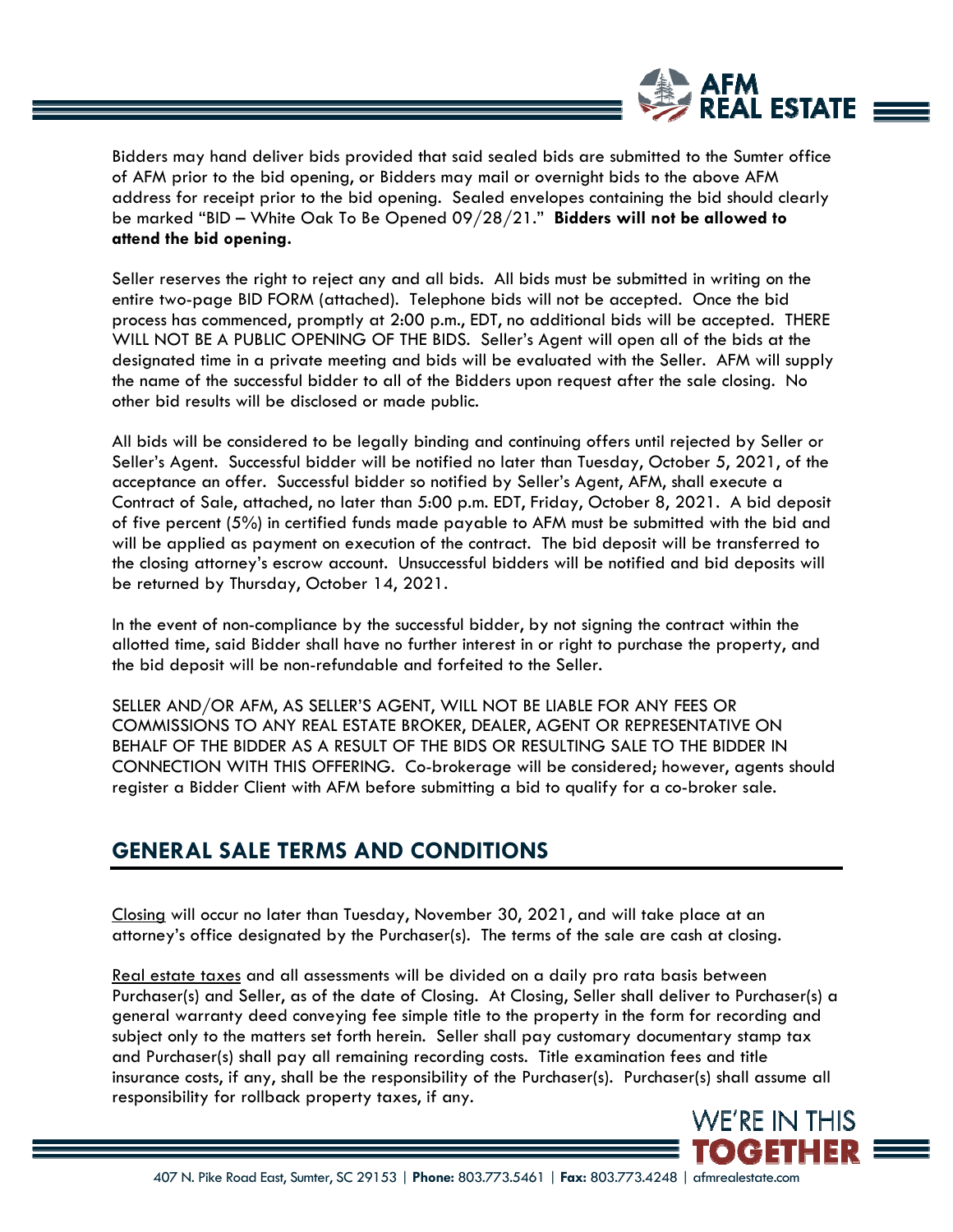Bidders may hand deliver bids provided that said sealed bids are submitted to the Sumter office of AFM prior to the bid opening, or Bidders may mail or overnight bids to the above AFM address for receipt prior to the bid opening. Sealed envelopes containing the bid should clearly be marked "BID – White Oak To Be Opened 09/28/21." **Bidders will not be allowed to attend the bid opening.**

Seller reserves the right to reject any and all bids. All bids must be submitted in writing on the entire two-page BID FORM (attached). Telephone bids will not be accepted. Once the bid process has commenced, promptly at 2:00 p.m., EDT, no additional bids will be accepted. THERE WILL NOT BE A PUBLIC OPENING OF THE BIDS. Seller's Agent will open all of the bids at the designated time in a private meeting and bids will be evaluated with the Seller. AFM will supply the name of the successful bidder to all of the Bidders upon request after the sale closing. No other bid results will be disclosed or made public.

All bids will be considered to be legally binding and continuing offers until rejected by Seller or Seller's Agent. Successful bidder will be notified no later than Tuesday, October 5, 2021, of the acceptance an offer. Successful bidder so notified by Seller's Agent, AFM, shall execute a Contract of Sale, attached, no later than 5:00 p.m. EDT, Friday, October 8, 2021. A bid deposit of five percent (5%) in certified funds made payable to AFM must be submitted with the bid and will be applied as payment on execution of the contract. The bid deposit will be transferred to the closing attorney's escrow account. Unsuccessful bidders will be notified and bid deposits will be returned by Thursday, October 14, 2021.

In the event of non-compliance by the successful bidder, by not signing the contract within the allotted time, said Bidder shall have no further interest in or right to purchase the property, and the bid deposit will be non-refundable and forfeited to the Seller.

SELLER AND/OR AFM, AS SELLER'S AGENT, WILL NOT BE LIABLE FOR ANY FEES OR COMMISSIONS TO ANY REAL ESTATE BROKER, DEALER, AGENT OR REPRESENTATIVE ON BEHALF OF THE BIDDER AS A RESULT OF THE BIDS OR RESULTING SALE TO THE BIDDER IN CONNECTION WITH THIS OFFERING. Co-brokerage will be considered; however, agents should register a Bidder Client with AFM before submitting a bid to qualify for a co-broker sale.

## GENERAL SALE TERMS AND CONDITIONS

Closing will occur no later than Tuesday, November 30, 2021, and will take place at an attorney's office designated by the Purchaser(s). The terms of the sale are cash at closing.

Real estate taxes and all assessments will be divided on a daily pro rata basis between Purchaser(s) and Seller, as of the date of Closing. At Closing, Seller shall deliver to Purchaser(s) a general warranty deed conveying fee simple title to the property in the form for recording and subject only to the matters set forth herein. Seller shall pay customary documentary stamp tax and Purchaser(s) shall pay all remaining recording costs. Title examination fees and title insurance costs, if any, shall be the responsibility of the Purchaser(s). Purchaser(s) shall assume all responsibility for rollback property taxes, if any.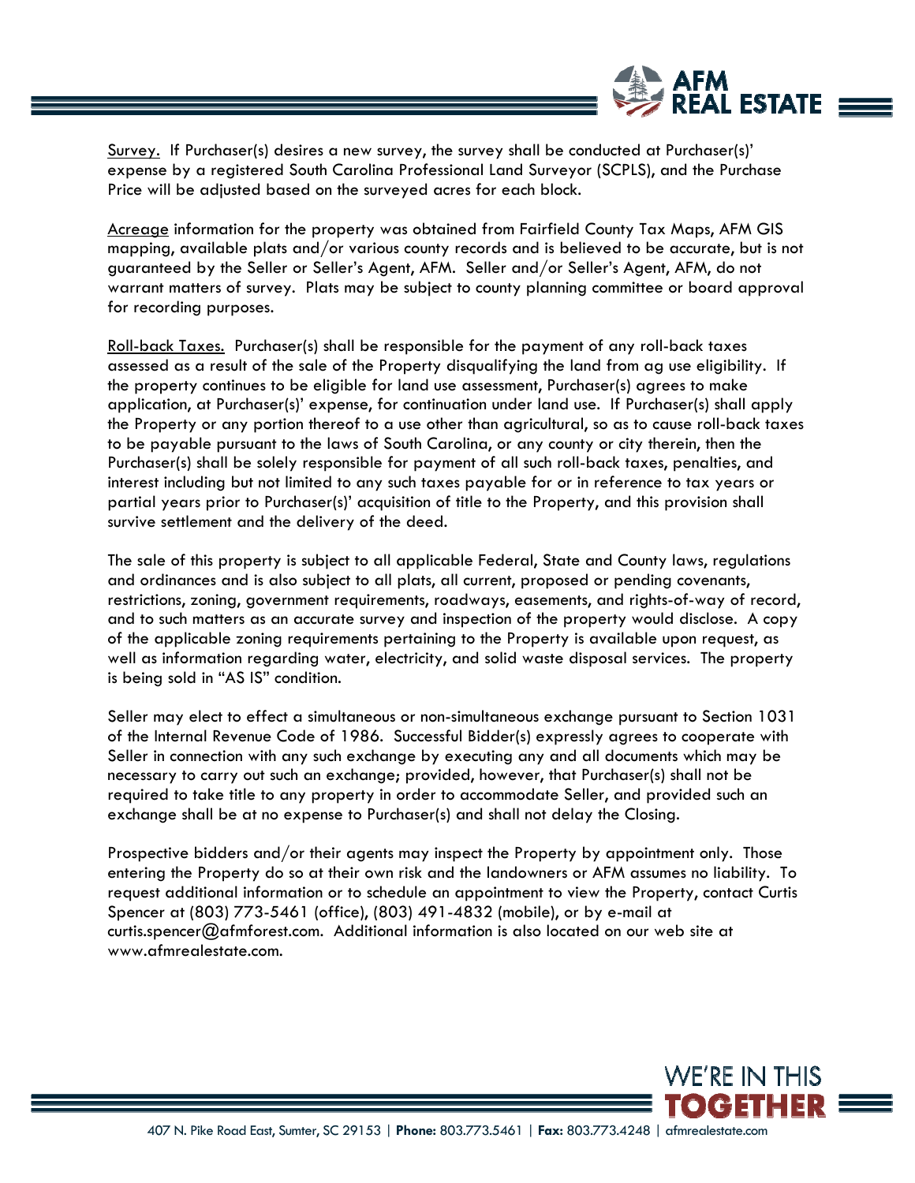Survey. If Purchaser(s) desires a new survey, the survey shall be conducted at Purchaser(s)' expense by a registered South Carolina Professional Land Surveyor (SCPLS), and the Purchase Price will be adjusted based on the surveyed acres for each block.

Acreage information for the property was obtained from Fairfield County Tax Maps, AFM GIS mapping, available plats and/or various county records and is believed to be accurate, but is not guaranteed by the Seller or Seller's Agent, AFM. Seller and/or Seller's Agent, AFM, do not warrant matters of survey. Plats may be subject to county planning committee or board approval for recording purposes.

Roll-back Taxes. Purchaser(s) shall be responsible for the payment of any roll-back taxes assessed as a result of the sale of the Property disqualifying the land from ag use eligibility. If the property continues to be eligible for land use assessment, Purchaser(s) agrees to make application, at Purchaser(s)' expense, for continuation under land use. If Purchaser(s) shall apply the Property or any portion thereof to a use other than agricultural, so as to cause roll-back taxes to be payable pursuant to the laws of South Carolina, or any county or city therein, then the Purchaser(s) shall be solely responsible for payment of all such roll-back taxes, penalties, and interest including but not limited to any such taxes payable for or in reference to tax years or partial years prior to Purchaser(s)' acquisition of title to the Property, and this provision shall survive settlement and the delivery of the deed.

The sale of this property is subject to all applicable Federal, State and County laws, regulations and ordinances and is also subject to all plats, all current, proposed or pending covenants, restrictions, zoning, government requirements, roadways, easements, and rights-of-way of record, and to such matters as an accurate survey and inspection of the property would disclose. A copy of the applicable zoning requirements pertaining to the Property is available upon request, as well as information regarding water, electricity, and solid waste disposal services. The property is being sold in "AS IS" condition.

Seller may elect to effect a simultaneous or non-simultaneous exchange pursuant to Section 1031 of the Internal Revenue Code of 1986. Successful Bidder(s) expressly agrees to cooperate with Seller in connection with any such exchange by executing any and all documents which may be necessary to carry out such an exchange; provided, however, that Purchaser(s) shall not be required to take title to any property in order to accommodate Seller, and provided such an exchange shall be at no expense to Purchaser(s) and shall not delay the Closing.

Prospective bidders and/or their agents may inspect the Property by appointment only. Those entering the Property do so at their own risk and the landowners or AFM assumes no liability. To request additional information or to schedule an appointment to view the Property, contact Curtis Spencer at (803) 773-5461 (office), (803) 491-4832 (mobile), or by e-mail at curtis.spencer@afmforest.com. Additional information is also located on our web site at www.afmrealestate.com.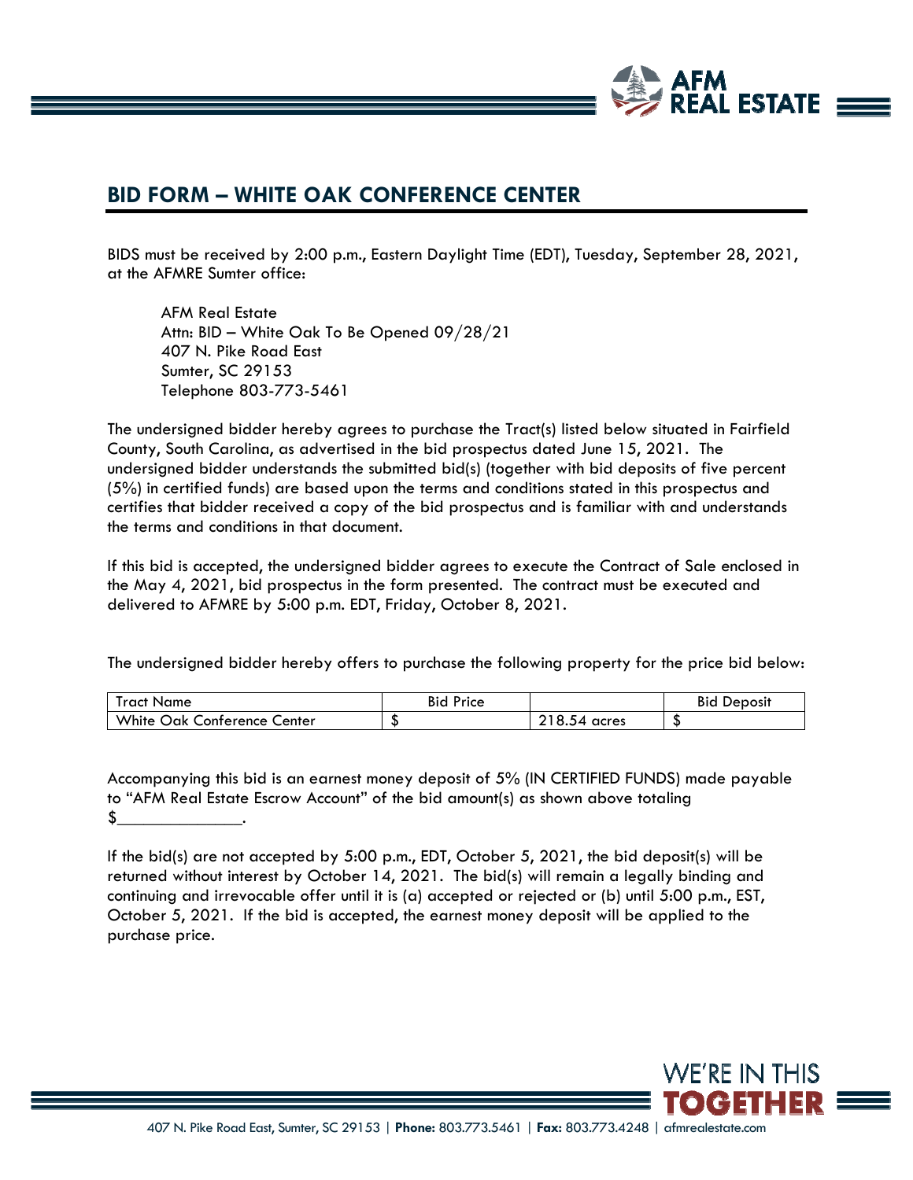## BID FORM – WHITE OAK CONFERENCE CENTER

BIDS must be received by 2:00 p.m., Eastern Daylight Time (EDT), Tuesday, September 28, 2021, at the AFMRE Sumter office:

AFM Real Estate
Attn: BID – White Oak To Be Opened 09/28/21
407 N. Pike Road East
Sumter, SC 29153
Telephone 803-773-5461

The undersigned bidder hereby agrees to purchase the Tract(s) listed below situated in Fairfield County, South Carolina, as advertised in the bid prospectus dated June 15, 2021. The undersigned bidder understands the submitted bid(s) (together with bid deposits of five percent (5%) in certified funds) are based upon the terms and conditions stated in this prospectus and certifies that bidder received a copy of the bid prospectus and is familiar with and understands the terms and conditions in that document.

If this bid is accepted, the undersigned bidder agrees to execute the Contract of Sale enclosed in the May 4, 2021, bid prospectus in the form presented. The contract must be executed and delivered to AFMRE by 5:00 p.m. EDT, Friday, October 8, 2021.

The undersigned bidder hereby offers to purchase the following property for the price bid below:

| Tract Name | Bid Price | | Bid Deposit |
|---|---|---|---|
| White Oak Conference Center | $ | 218.54 acres | $ |

Accompanying this bid is an earnest money deposit of 5% (IN CERTIFIED FUNDS) made payable to "AFM Real Estate Escrow Account" of the bid amount(s) as shown above totaling $______________.

If the bid(s) are not accepted by 5:00 p.m., EDT, October 5, 2021, the bid deposit(s) will be returned without interest by October 14, 2021. The bid(s) will remain a legally binding and continuing and irrevocable offer until it is (a) accepted or rejected or (b) until 5:00 p.m., EST, October 5, 2021. If the bid is accepted, the earnest money deposit will be applied to the purchase price.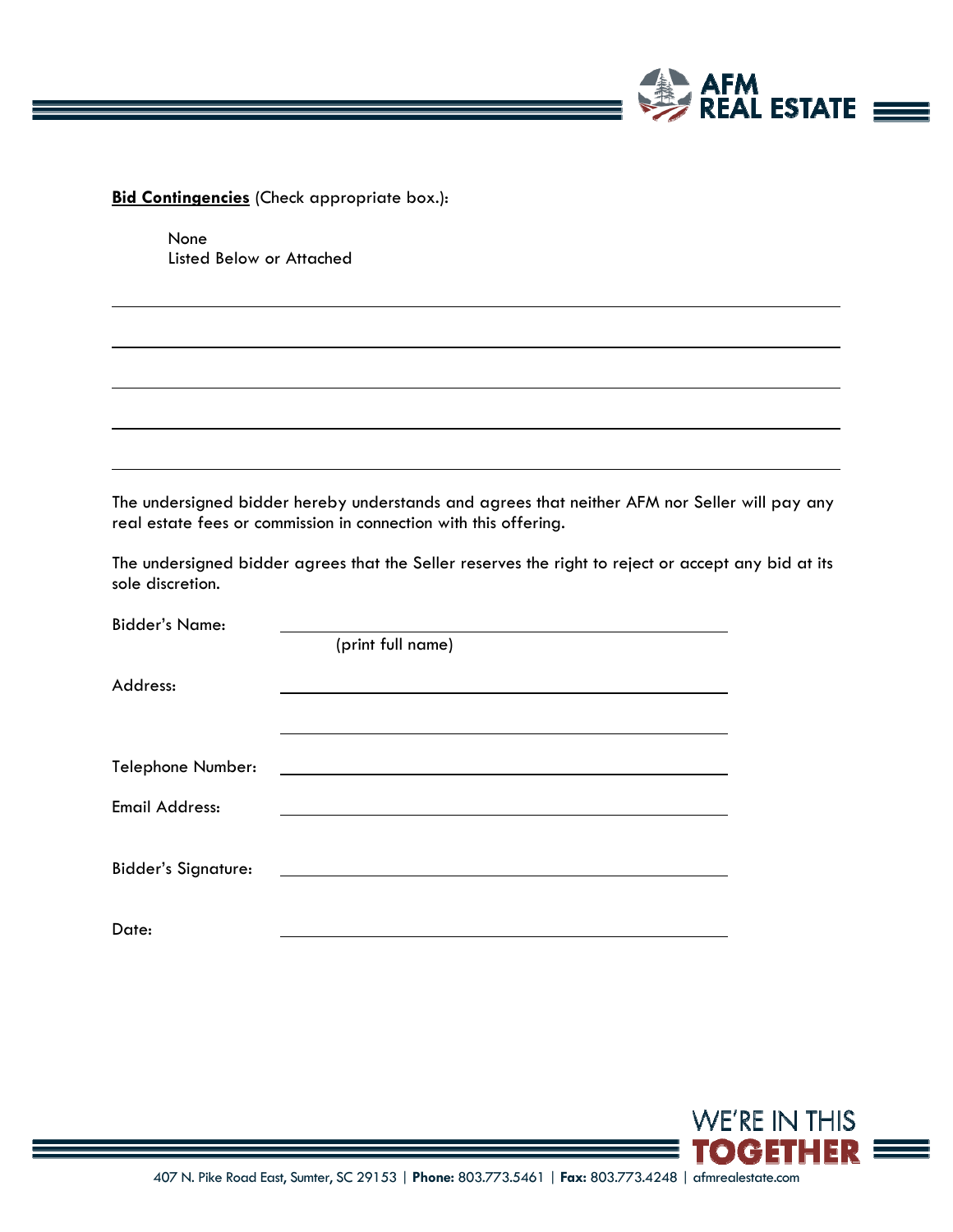**Bid Contingencies** (Check appropriate box.):

None
Listed Below or Attached

\_\_\_\_\_\_\_\_\_\_\_\_\_\_\_\_\_\_\_\_\_\_\_\_\_\_\_\_\_\_\_\_\_\_\_\_\_\_\_\_\_\_\_\_\_\_\_\_\_\_\_\_\_\_\_\_\_\_\_\_\_\_\_\_\_\_\_\_\_\_\_\_\_\_\_\_

\_\_\_\_\_\_\_\_\_\_\_\_\_\_\_\_\_\_\_\_\_\_\_\_\_\_\_\_\_\_\_\_\_\_\_\_\_\_\_\_\_\_\_\_\_\_\_\_\_\_\_\_\_\_\_\_\_\_\_\_\_\_\_\_\_\_\_\_\_\_\_\_\_\_\_\_

\_\_\_\_\_\_\_\_\_\_\_\_\_\_\_\_\_\_\_\_\_\_\_\_\_\_\_\_\_\_\_\_\_\_\_\_\_\_\_\_\_\_\_\_\_\_\_\_\_\_\_\_\_\_\_\_\_\_\_\_\_\_\_\_\_\_\_\_\_\_\_\_\_\_\_\_

\_\_\_\_\_\_\_\_\_\_\_\_\_\_\_\_\_\_\_\_\_\_\_\_\_\_\_\_\_\_\_\_\_\_\_\_\_\_\_\_\_\_\_\_\_\_\_\_\_\_\_\_\_\_\_\_\_\_\_\_\_\_\_\_\_\_\_\_\_\_\_\_\_\_\_\_

\_\_\_\_\_\_\_\_\_\_\_\_\_\_\_\_\_\_\_\_\_\_\_\_\_\_\_\_\_\_\_\_\_\_\_\_\_\_\_\_\_\_\_\_\_\_\_\_\_\_\_\_\_\_\_\_\_\_\_\_\_\_\_\_\_\_\_\_\_\_\_\_\_\_\_\_

The undersigned bidder hereby understands and agrees that neither AFM nor Seller will pay any real estate fees or commission in connection with this offering.

The undersigned bidder agrees that the Seller reserves the right to reject or accept any bid at its sole discretion.

Bidder's Name: \_\_\_\_\_\_\_\_\_\_\_\_\_\_\_\_\_\_\_\_\_\_\_\_\_\_\_\_\_\_\_\_\_\_\_\_\_\_\_\_
(print full name)

Address: \_\_\_\_\_\_\_\_\_\_\_\_\_\_\_\_\_\_\_\_\_\_\_\_\_\_\_\_\_\_\_\_\_\_\_\_\_\_\_\_

\_\_\_\_\_\_\_\_\_\_\_\_\_\_\_\_\_\_\_\_\_\_\_\_\_\_\_\_\_\_\_\_\_\_\_\_\_\_\_\_

Telephone Number: \_\_\_\_\_\_\_\_\_\_\_\_\_\_\_\_\_\_\_\_\_\_\_\_\_\_\_\_\_\_\_\_\_\_\_\_\_\_\_\_

Email Address: \_\_\_\_\_\_\_\_\_\_\_\_\_\_\_\_\_\_\_\_\_\_\_\_\_\_\_\_\_\_\_\_\_\_\_\_\_\_\_\_

Bidder's Signature: \_\_\_\_\_\_\_\_\_\_\_\_\_\_\_\_\_\_\_\_\_\_\_\_\_\_\_\_\_\_\_\_\_\_\_\_\_\_\_\_

Date: \_\_\_\_\_\_\_\_\_\_\_\_\_\_\_\_\_\_\_\_\_\_\_\_\_\_\_\_\_\_\_\_\_\_\_\_\_\_\_\_